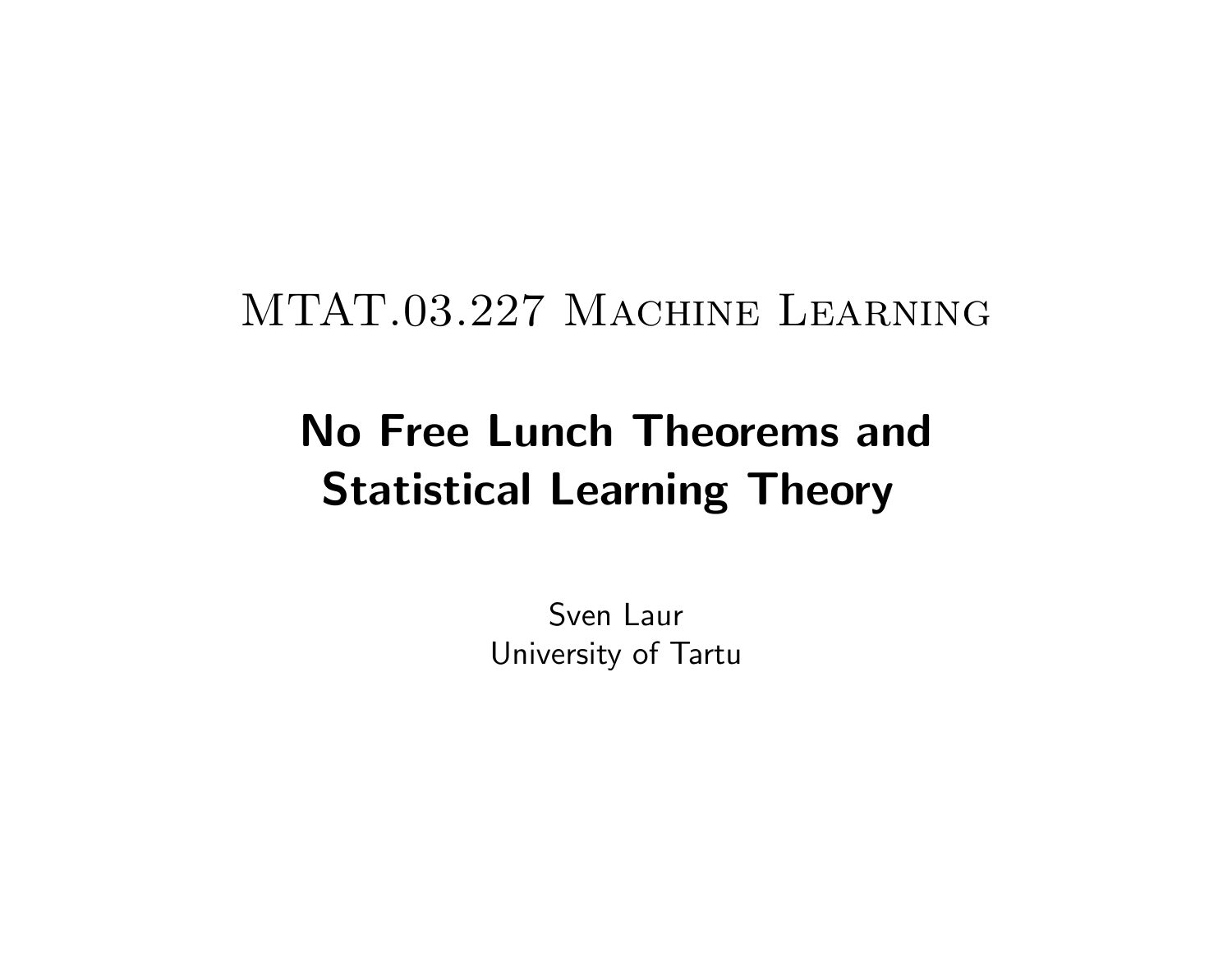# MTAT.03.227 Machine Learning

## No Free Lunch Theorems and Statistical Learning Theory

Sven Laur
University of Tartu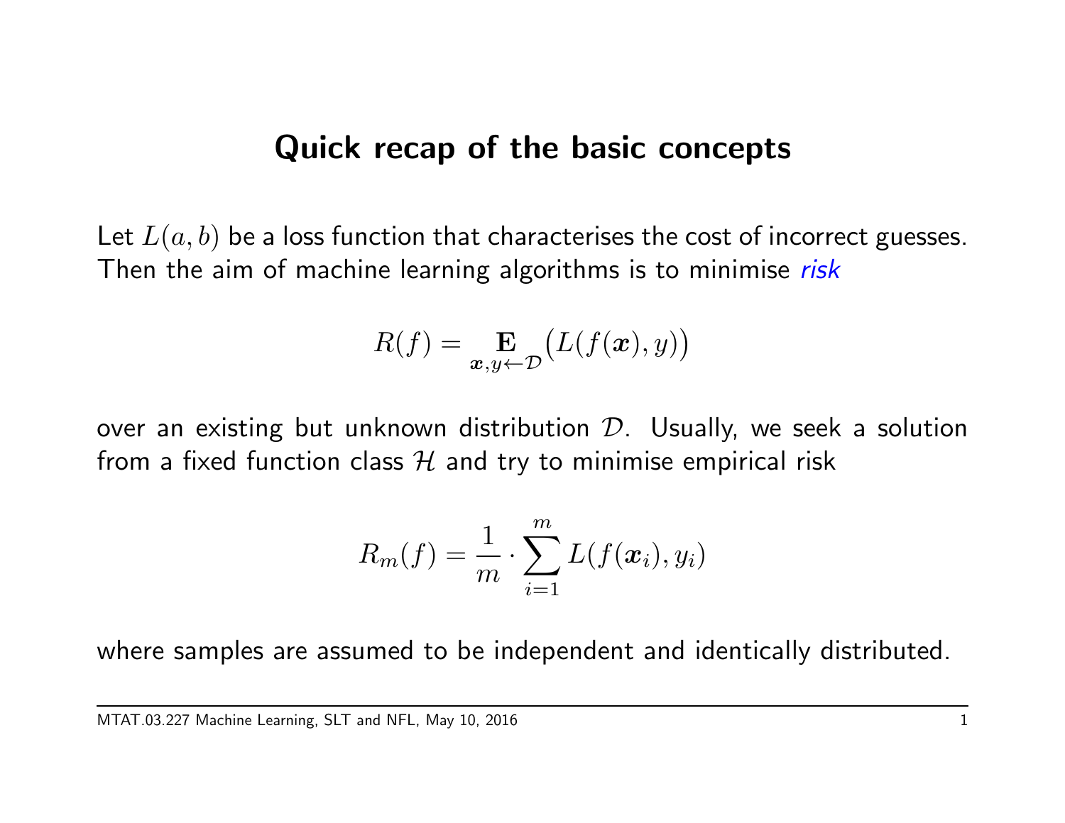# Quick recap of the basic concepts

Let $L(a, b)$ be a loss function that characterises the cost of incorrect guesses. Then the aim of machine learning algorithms is to minimise *risk*

$$R(f) = \mathop{\mathbf{E}}_{\boldsymbol{x}, y \leftarrow \mathcal{D}} \big( L(f(\boldsymbol{x}), y) \big)$$

over an existing but unknown distribution $\mathcal{D}$. Usually, we seek a solution from a fixed function class $\mathcal{H}$ and try to minimise empirical risk

$$R_m(f) = \frac{1}{m} \cdot \sum_{i=1}^{m} L(f(\boldsymbol{x}_i), y_i)$$

where samples are assumed to be independent and identically distributed.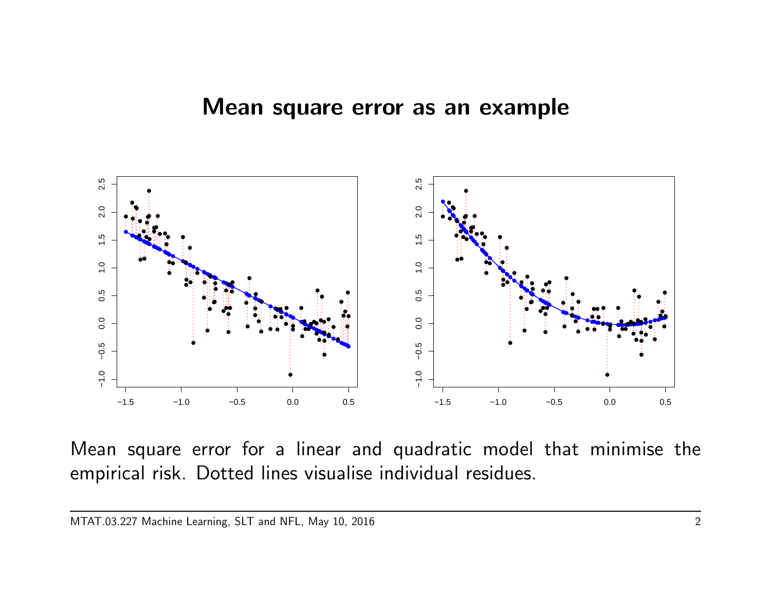# Mean square error as an example

Mean square error for a linear and quadratic model that minimise the empirical risk. Dotted lines visualise individual residues.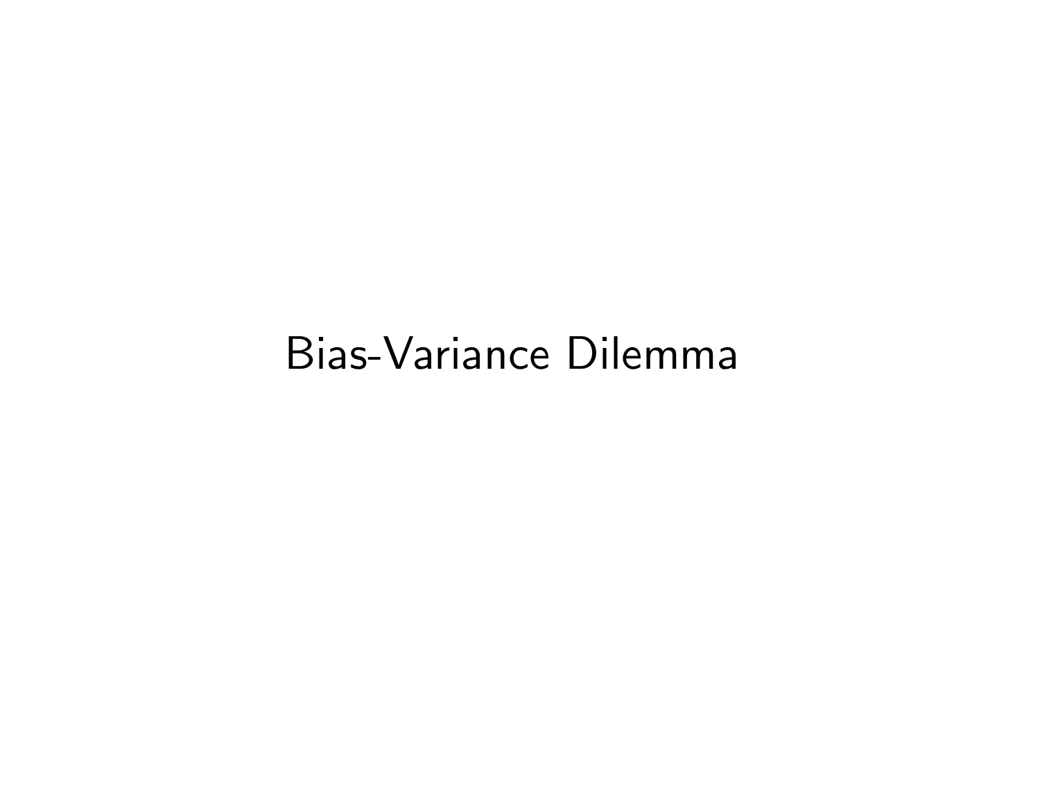# Bias-Variance Dilemma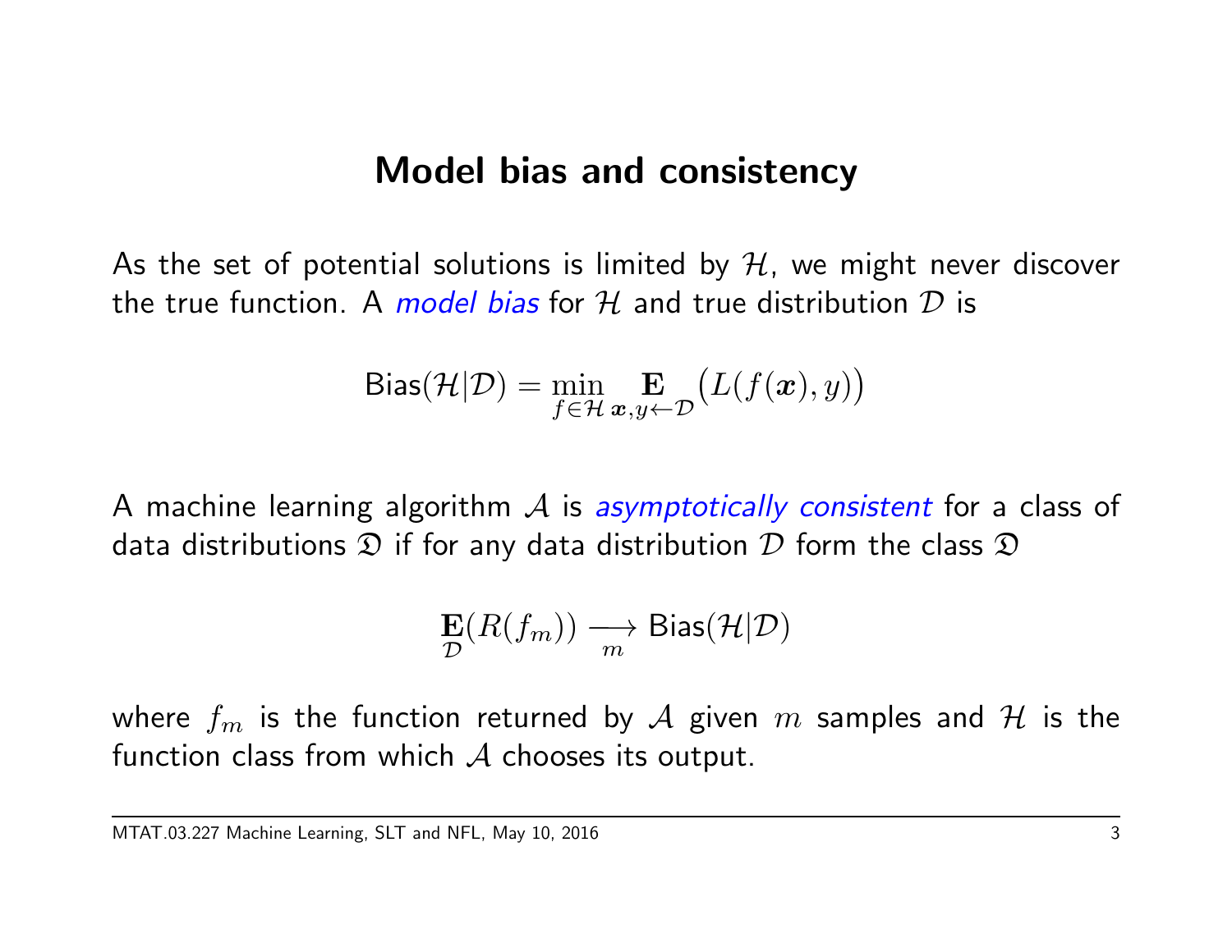# Model bias and consistency

As the set of potential solutions is limited by $\mathcal{H}$, we might never discover the true function. A *model bias* for $\mathcal{H}$ and true distribution $\mathcal{D}$ is

$$\mathsf{Bias}(\mathcal{H}|\mathcal{D}) = \min_{f \in \mathcal{H}} \mathop{\mathbf{E}}_{\boldsymbol{x}, y \leftarrow \mathcal{D}} \big( L(f(\boldsymbol{x}), y) \big)$$

A machine learning algorithm $\mathcal{A}$ is *asymptotically consistent* for a class of data distributions $\mathfrak{D}$ if for any data distribution $\mathcal{D}$ form the class $\mathfrak{D}$

$$\mathop{\mathbf{E}}_{\mathcal{D}}(R(f_m)) \xrightarrow[m]{} \mathsf{Bias}(\mathcal{H}|\mathcal{D})$$

where $f_m$ is the function returned by $\mathcal{A}$ given $m$ samples and $\mathcal{H}$ is the function class from which $\mathcal{A}$ chooses its output.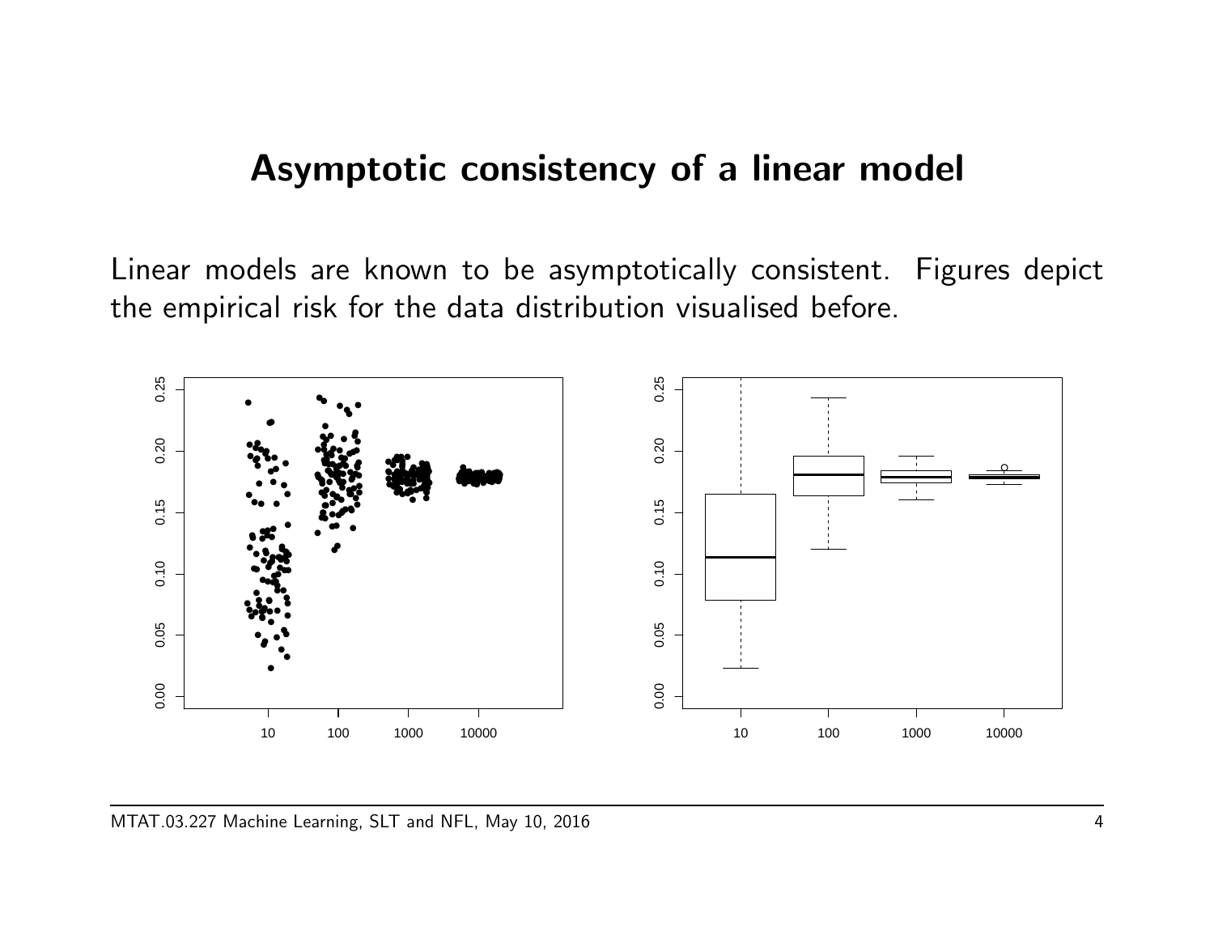# Asymptotic consistency of a linear model

Linear models are known to be asymptotically consistent. Figures depict the empirical risk for the data distribution visualised before.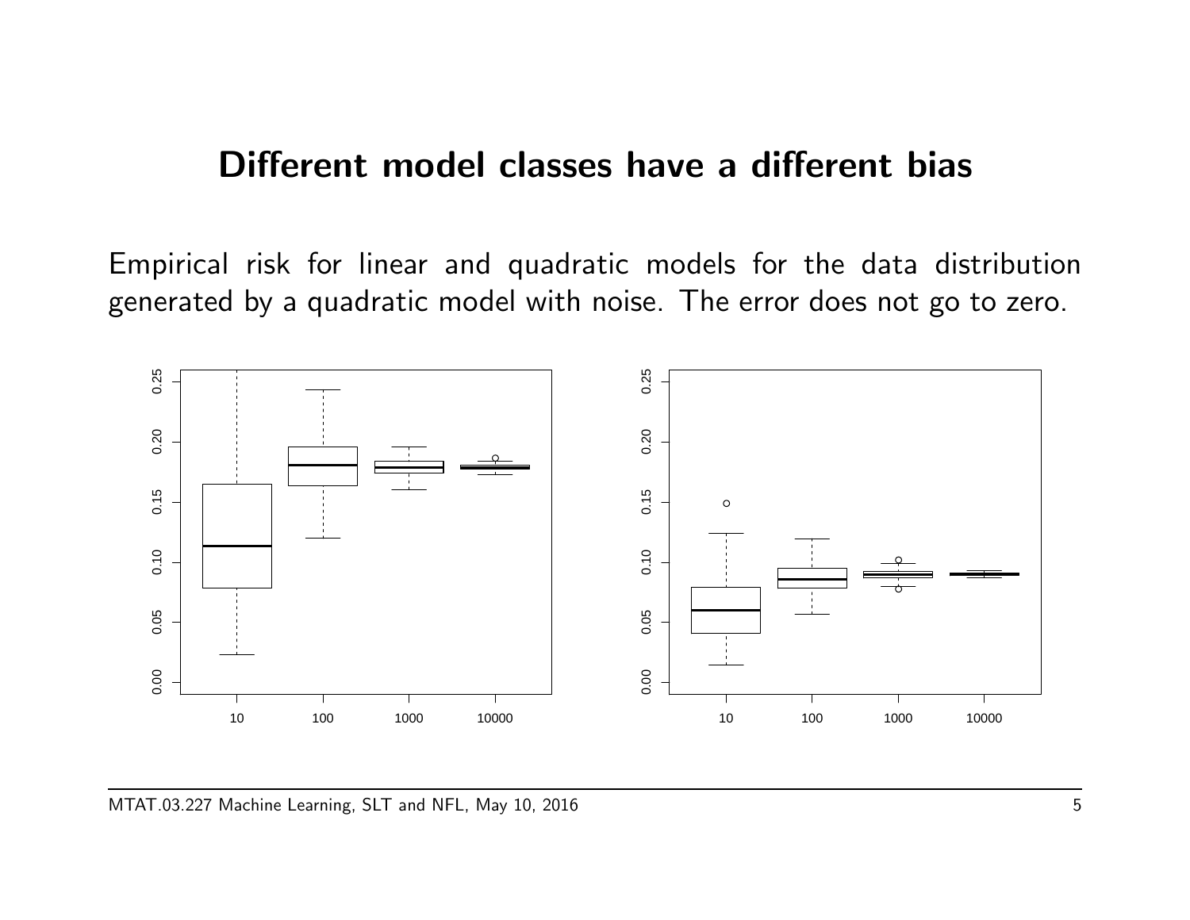# Different model classes have a different bias

Empirical risk for linear and quadratic models for the data distribution generated by a quadratic model with noise. The error does not go to zero.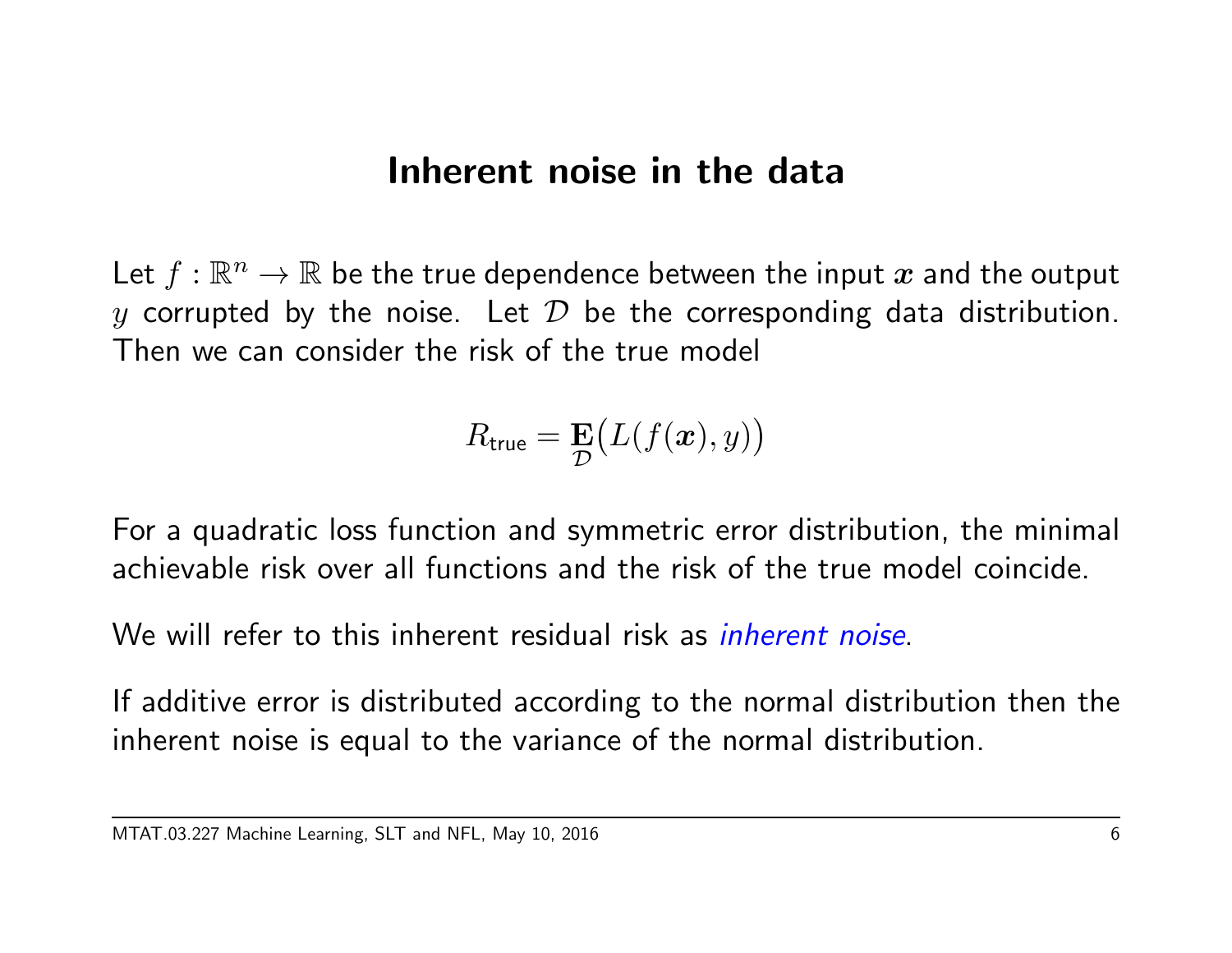# Inherent noise in the data

Let $f : \mathbb{R}^n \to \mathbb{R}$ be the true dependence between the input $\boldsymbol{x}$ and the output $y$ corrupted by the noise. Let $\mathcal{D}$ be the corresponding data distribution. Then we can consider the risk of the true model

$$R_{\mathsf{true}} = \mathop{\mathbf{E}}_{\mathcal{D}}\big(L(f(\boldsymbol{x}), y)\big)$$

For a quadratic loss function and symmetric error distribution, the minimal achievable risk over all functions and the risk of the true model coincide.

We will refer to this inherent residual risk as *inherent noise*.

If additive error is distributed according to the normal distribution then the inherent noise is equal to the variance of the normal distribution.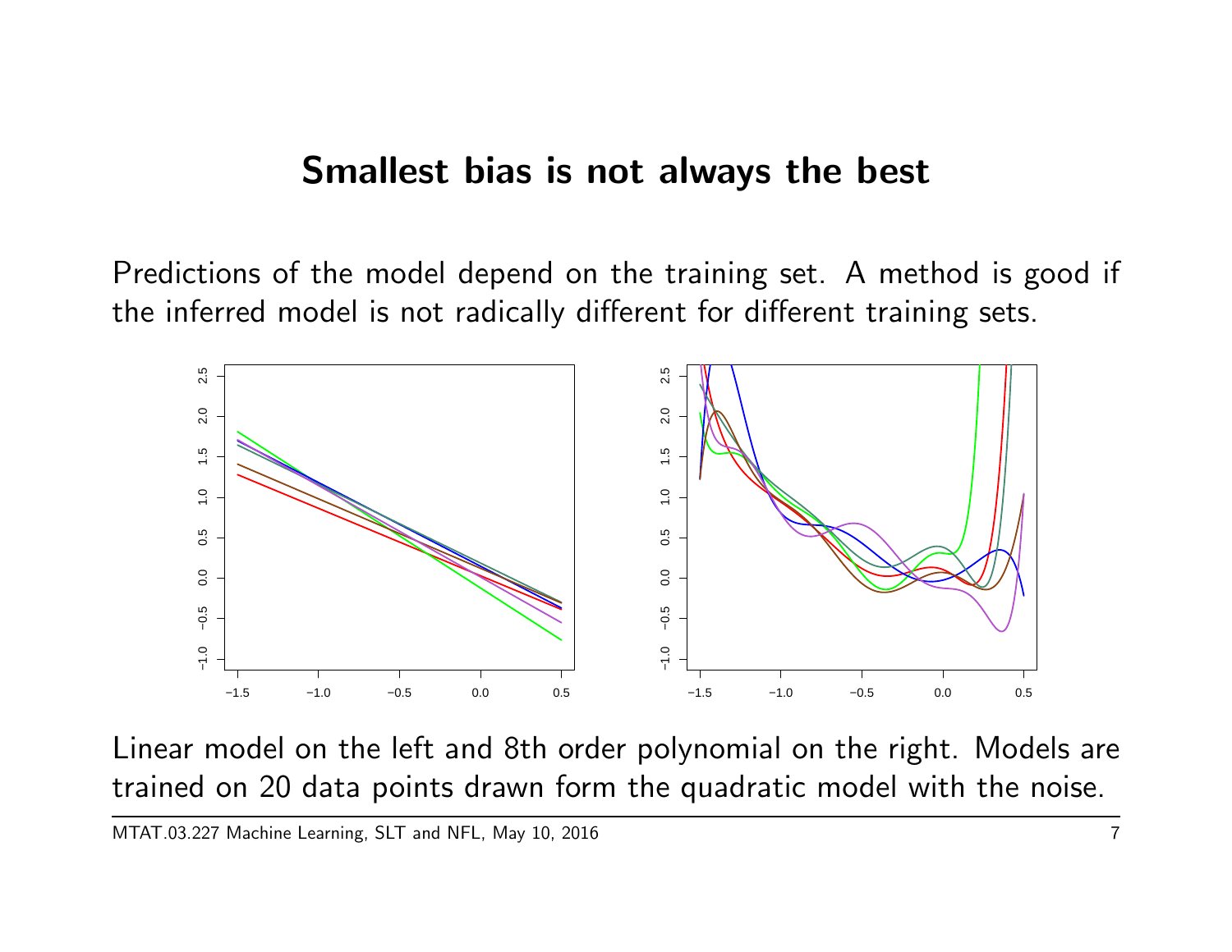# Smallest bias is not always the best

Predictions of the model depend on the training set. A method is good if the inferred model is not radically different for different training sets.

Linear model on the left and 8th order polynomial on the right. Models are trained on 20 data points drawn form the quadratic model with the noise.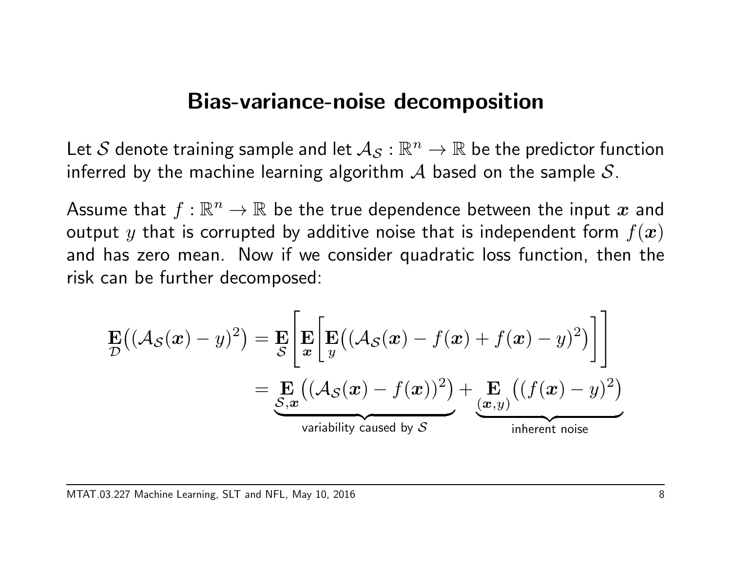# Bias-variance-noise decomposition

Let $\mathcal{S}$ denote training sample and let $\mathcal{A}_\mathcal{S} : \mathbb{R}^n \to \mathbb{R}$ be the predictor function inferred by the machine learning algorithm $\mathcal{A}$ based on the sample $\mathcal{S}$.

Assume that $f : \mathbb{R}^n \to \mathbb{R}$ be the true dependence between the input $\boldsymbol{x}$ and output $y$ that is corrupted by additive noise that is independent form $f(\boldsymbol{x})$ and has zero mean. Now if we consider quadratic loss function, then the risk can be further decomposed:

$$
\begin{aligned}
\mathop{\mathbf{E}}_{\mathcal{D}}\big((\mathcal{A}_\mathcal{S}(\boldsymbol{x}) - y)^2\big) &= \mathop{\mathbf{E}}_{\mathcal{S}}\left[\mathop{\mathbf{E}}_{\boldsymbol{x}}\left[\mathop{\mathbf{E}}_{y}\big((\mathcal{A}_\mathcal{S}(\boldsymbol{x}) - f(\boldsymbol{x}) + f(\boldsymbol{x}) - y)^2\big)\right]\right] \\
&= \underbrace{\mathop{\mathbf{E}}_{\mathcal{S},\boldsymbol{x}}\big((\mathcal{A}_\mathcal{S}(\boldsymbol{x}) - f(\boldsymbol{x}))^2\big)}_{\text{variability caused by } \mathcal{S}} + \underbrace{\mathop{\mathbf{E}}_{(\boldsymbol{x},y)}\big((f(\boldsymbol{x}) - y)^2\big)}_{\text{inherent noise}}
\end{aligned}
$$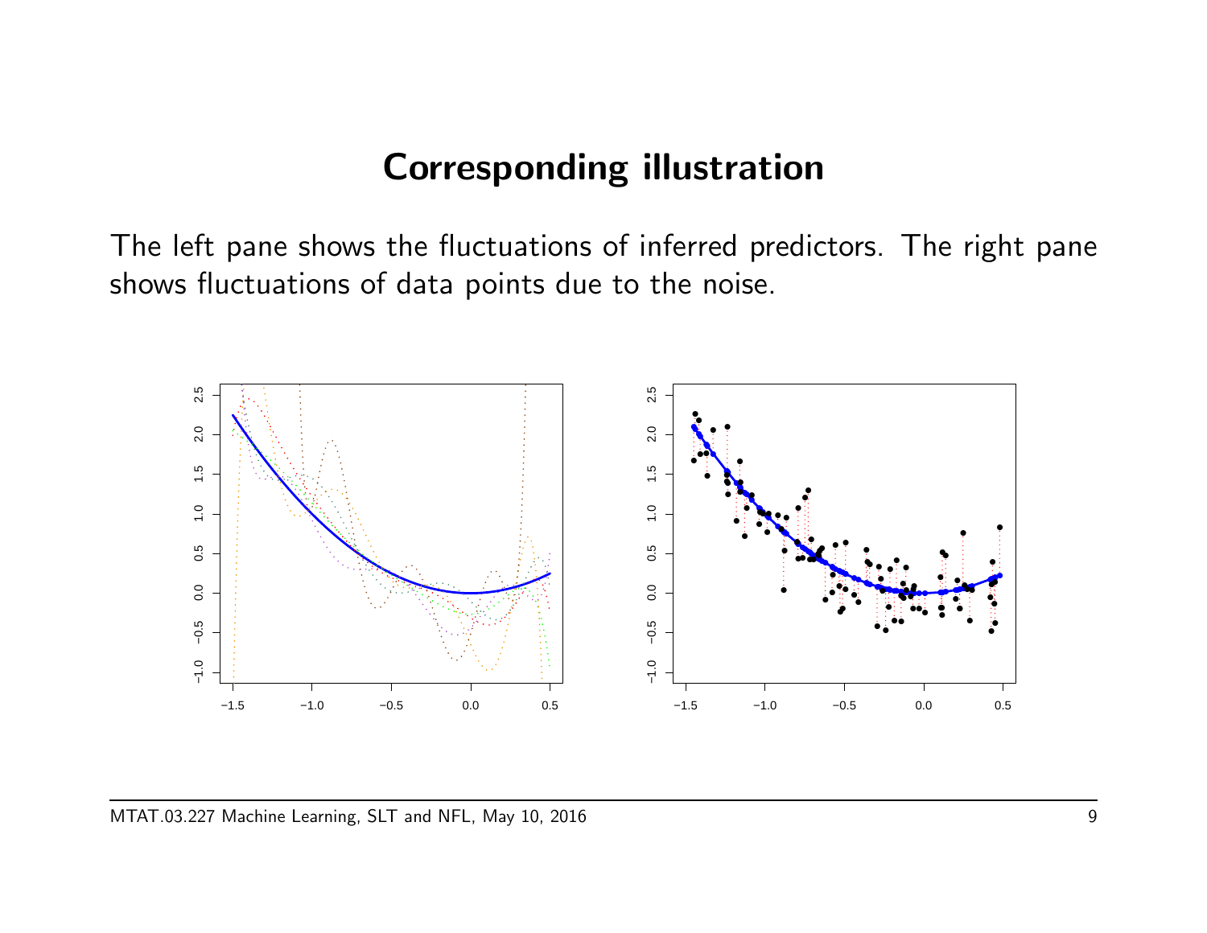# Corresponding illustration

The left pane shows the fluctuations of inferred predictors. The right pane shows fluctuations of data points due to the noise.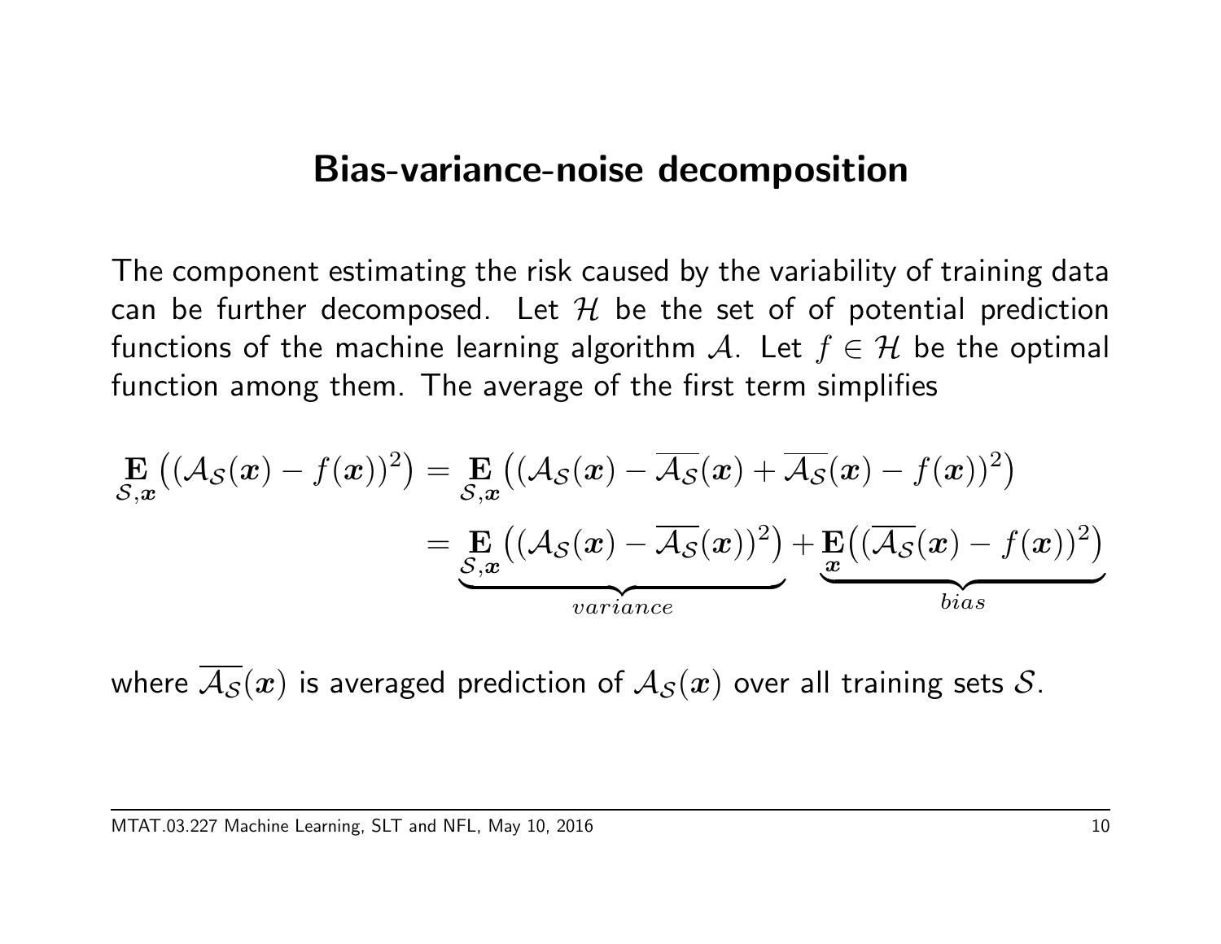# Bias-variance-noise decomposition

The component estimating the risk caused by the variability of training data can be further decomposed. Let $\mathcal{H}$ be the set of of potential prediction functions of the machine learning algorithm $\mathcal{A}$. Let $f \in \mathcal{H}$ be the optimal function among them. The average of the first term simplifies

$$
\begin{aligned}
\mathop{\mathbf{E}}_{\mathcal{S},\boldsymbol{x}}\big((\mathcal{A}_{\mathcal{S}}(\boldsymbol{x}) - f(\boldsymbol{x}))^2\big) &= \mathop{\mathbf{E}}_{\mathcal{S},\boldsymbol{x}}\big((\mathcal{A}_{\mathcal{S}}(\boldsymbol{x}) - \overline{\mathcal{A}_{\mathcal{S}}}(\boldsymbol{x}) + \overline{\mathcal{A}_{\mathcal{S}}}(\boldsymbol{x}) - f(\boldsymbol{x}))^2\big) \\
&= \underbrace{\mathop{\mathbf{E}}_{\mathcal{S},\boldsymbol{x}}\big((\mathcal{A}_{\mathcal{S}}(\boldsymbol{x}) - \overline{\mathcal{A}_{\mathcal{S}}}(\boldsymbol{x}))^2\big)}_{variance} + \underbrace{\mathop{\mathbf{E}}_{\boldsymbol{x}}\big((\overline{\mathcal{A}_{\mathcal{S}}}(\boldsymbol{x}) - f(\boldsymbol{x}))^2\big)}_{bias}
\end{aligned}
$$

where $\overline{\mathcal{A}_{\mathcal{S}}}(\boldsymbol{x})$ is averaged prediction of $\mathcal{A}_{\mathcal{S}}(\boldsymbol{x})$ over all training sets $\mathcal{S}$.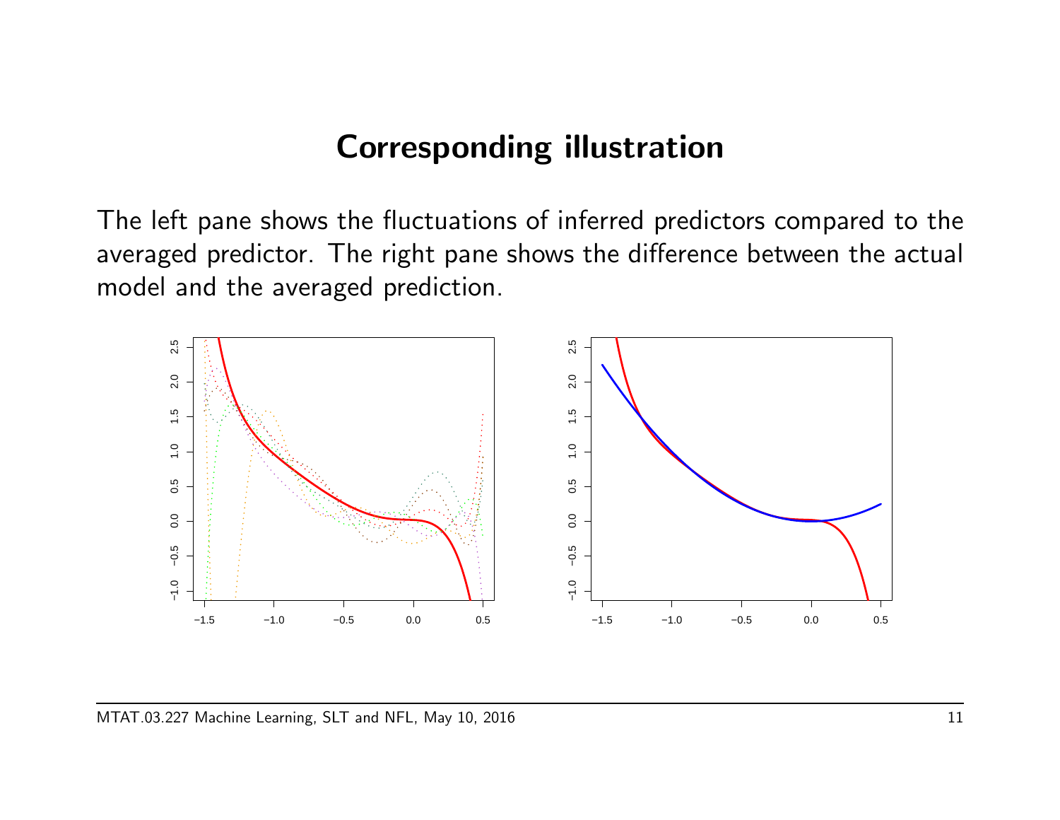# Corresponding illustration

The left pane shows the fluctuations of inferred predictors compared to the averaged predictor. The right pane shows the difference between the actual model and the averaged prediction.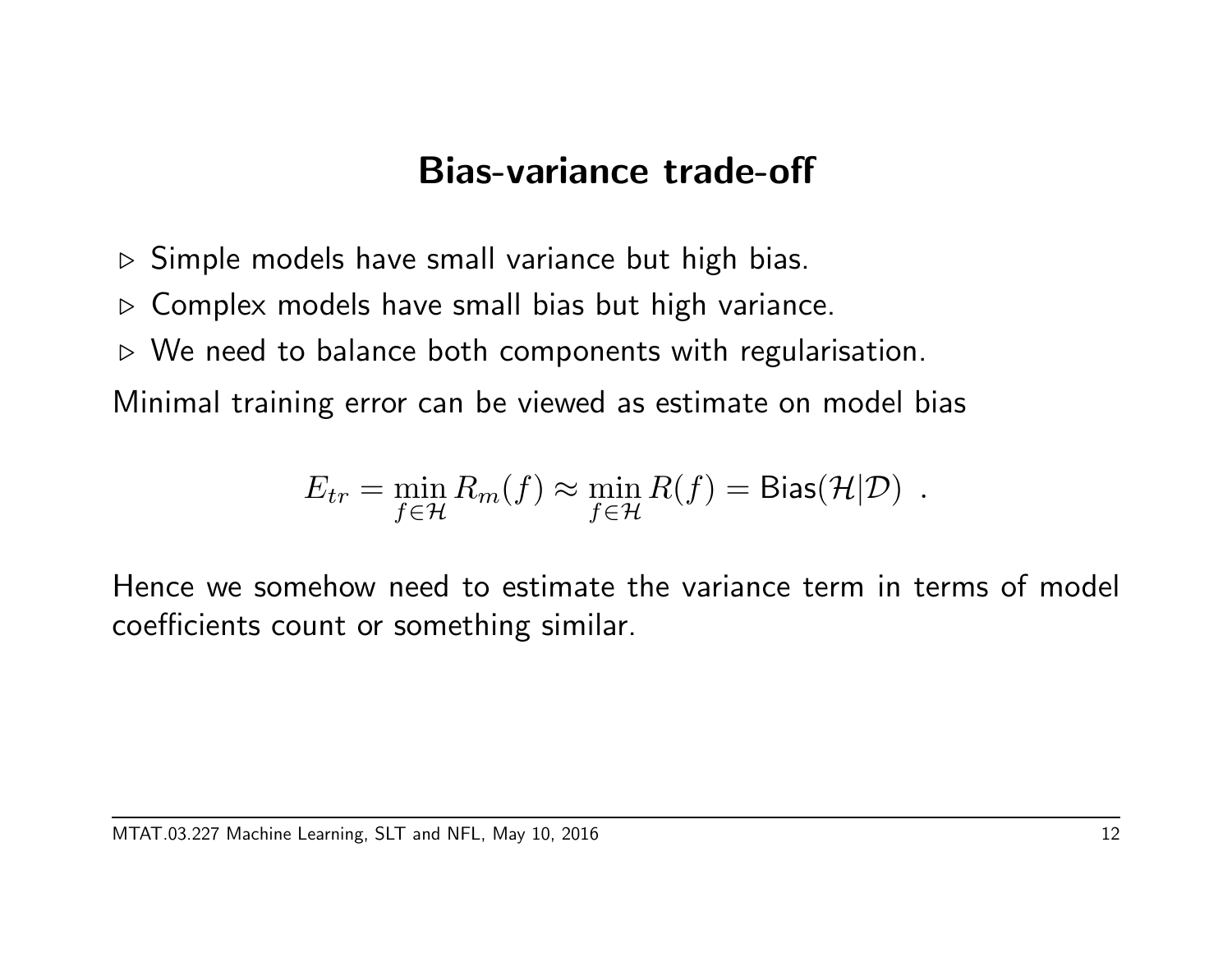# Bias-variance trade-off

- ▷ Simple models have small variance but high bias.
- ▷ Complex models have small bias but high variance.
- ▷ We need to balance both components with regularisation.

Minimal training error can be viewed as estimate on model bias

$$E_{tr} = \min_{f \in \mathcal{H}} R_m(f) \approx \min_{f \in \mathcal{H}} R(f) = \mathsf{Bias}(\mathcal{H}|\mathcal{D}) \ .$$

Hence we somehow need to estimate the variance term in terms of model coefficients count or something similar.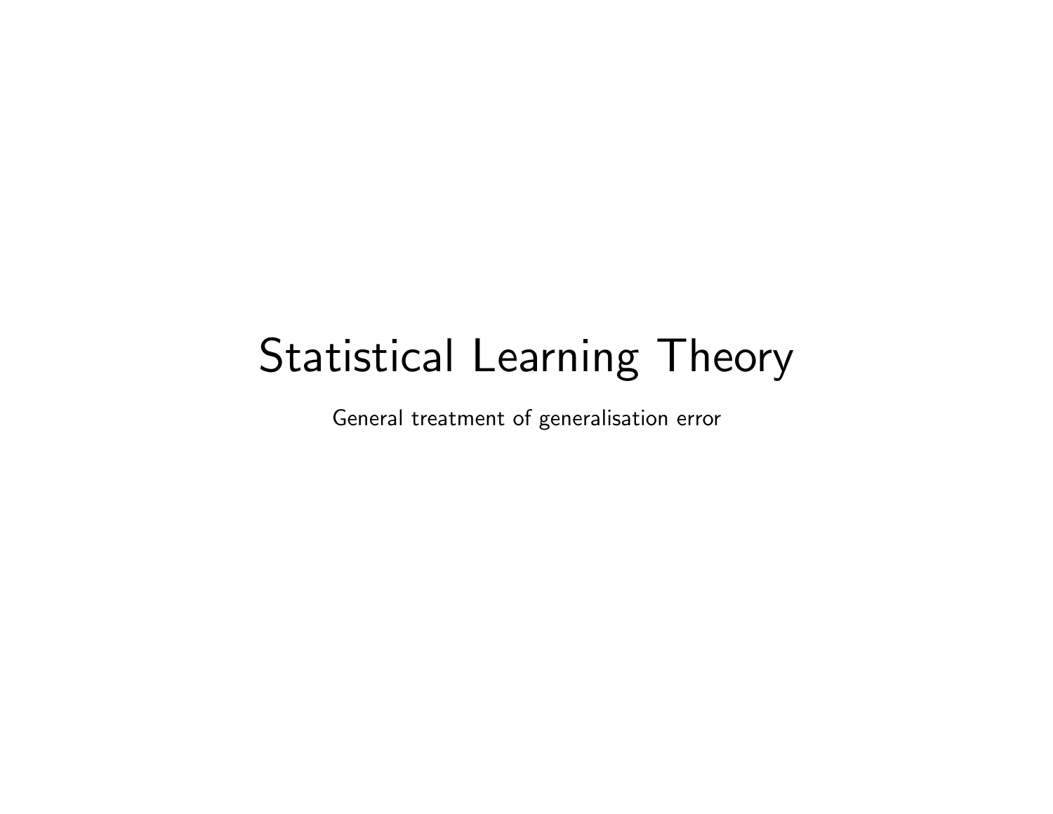# Statistical Learning Theory

General treatment of generalisation error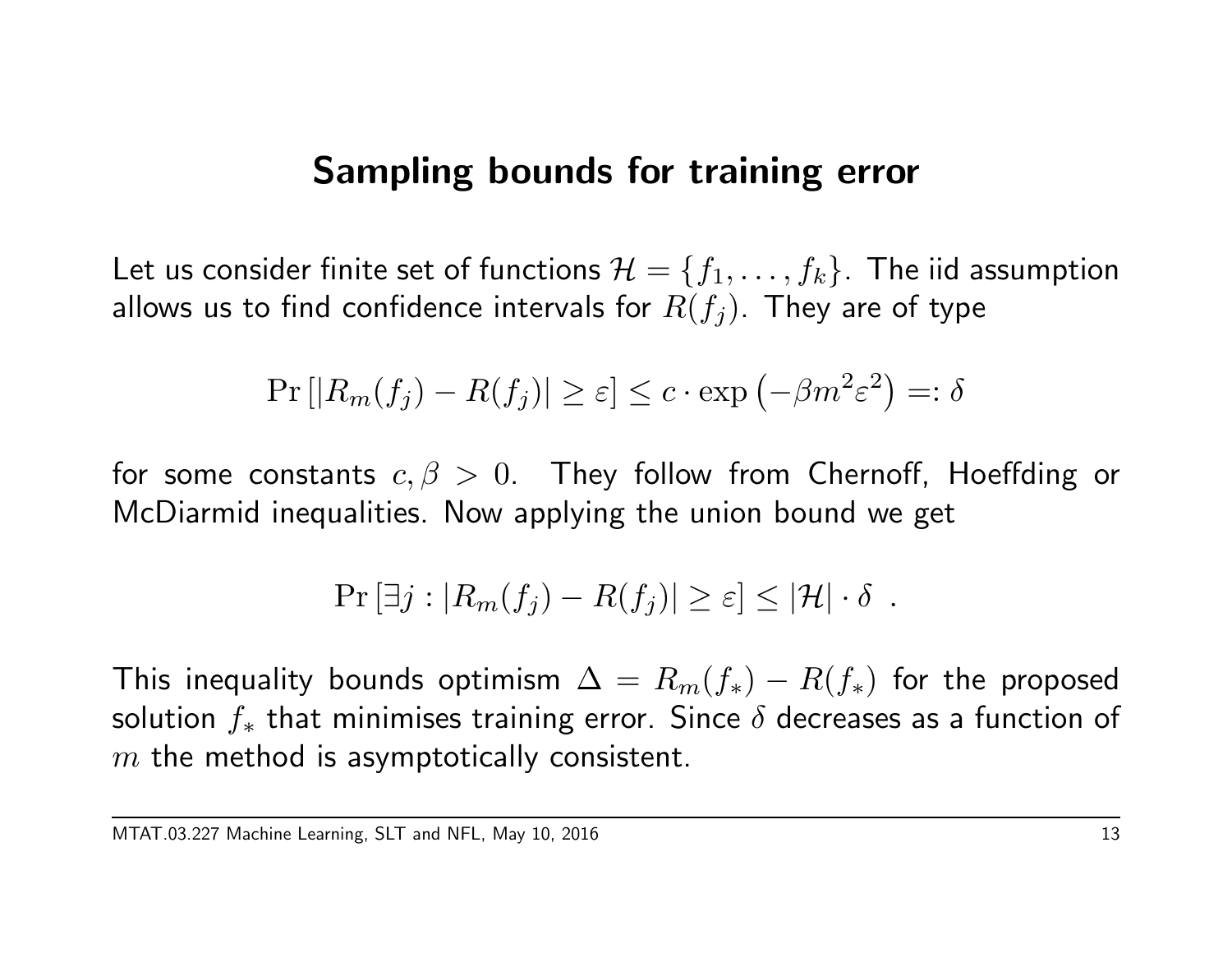## Sampling bounds for training error

Let us consider finite set of functions $\mathcal{H} = \{f_1, \ldots, f_k\}$. The iid assumption allows us to find confidence intervals for $R(f_j)$. They are of type

$$\Pr\left[|R_m(f_j) - R(f_j)| \geq \varepsilon\right] \leq c \cdot \exp\left(-\beta m^2 \varepsilon^2\right) =: \delta$$

for some constants $c, \beta > 0$. They follow from Chernoff, Hoeffding or McDiarmid inequalities. Now applying the union bound we get

$$\Pr\left[\exists j : |R_m(f_j) - R(f_j)| \geq \varepsilon\right] \leq |\mathcal{H}| \cdot \delta \ .$$

This inequality bounds optimism $\Delta = R_m(f_*) - R(f_*)$ for the proposed solution $f_*$ that minimises training error. Since $\delta$ decreases as a function of $m$ the method is asymptotically consistent.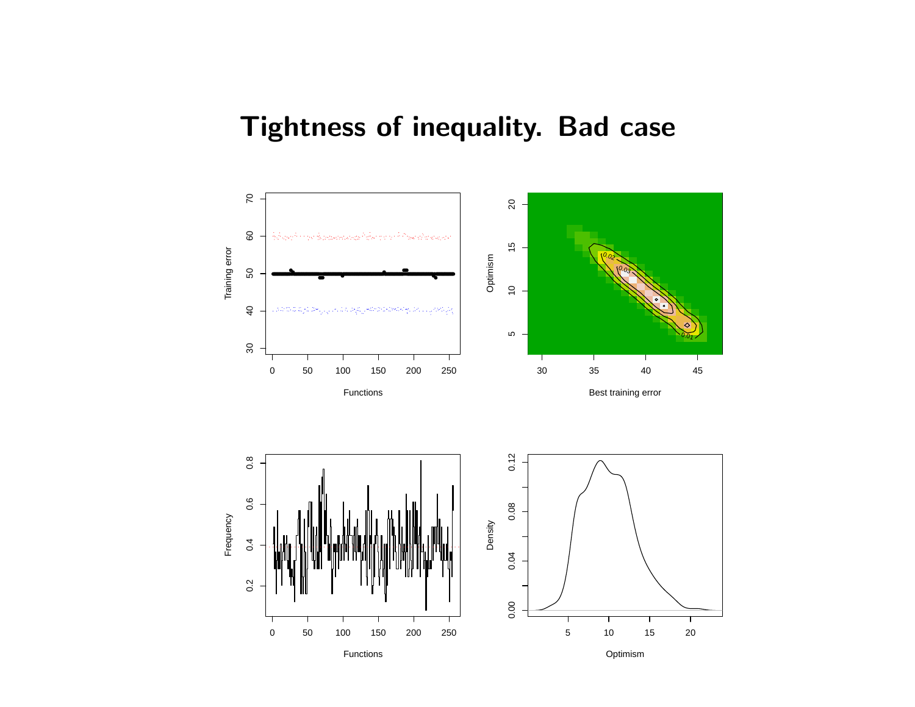# Tightness of inequality. Bad case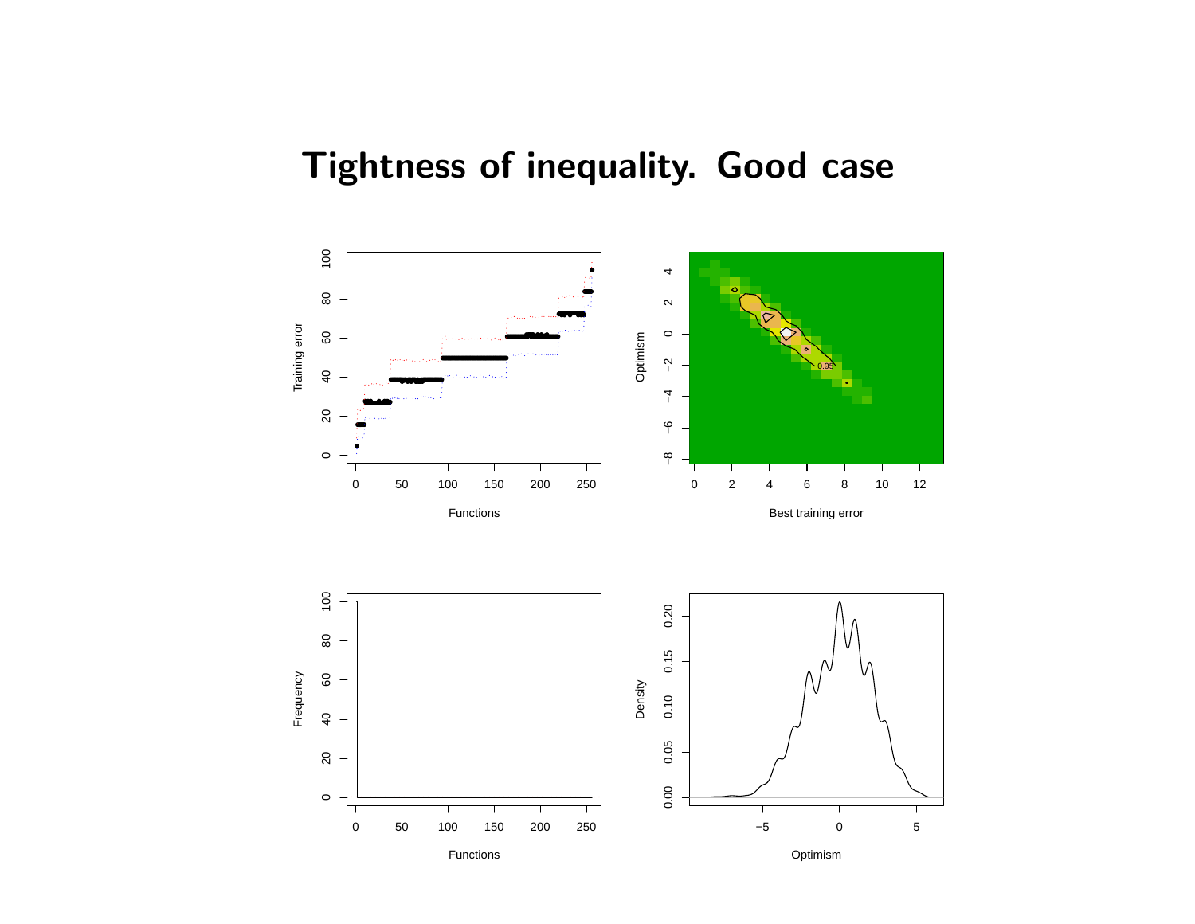# Tightness of inequality. Good case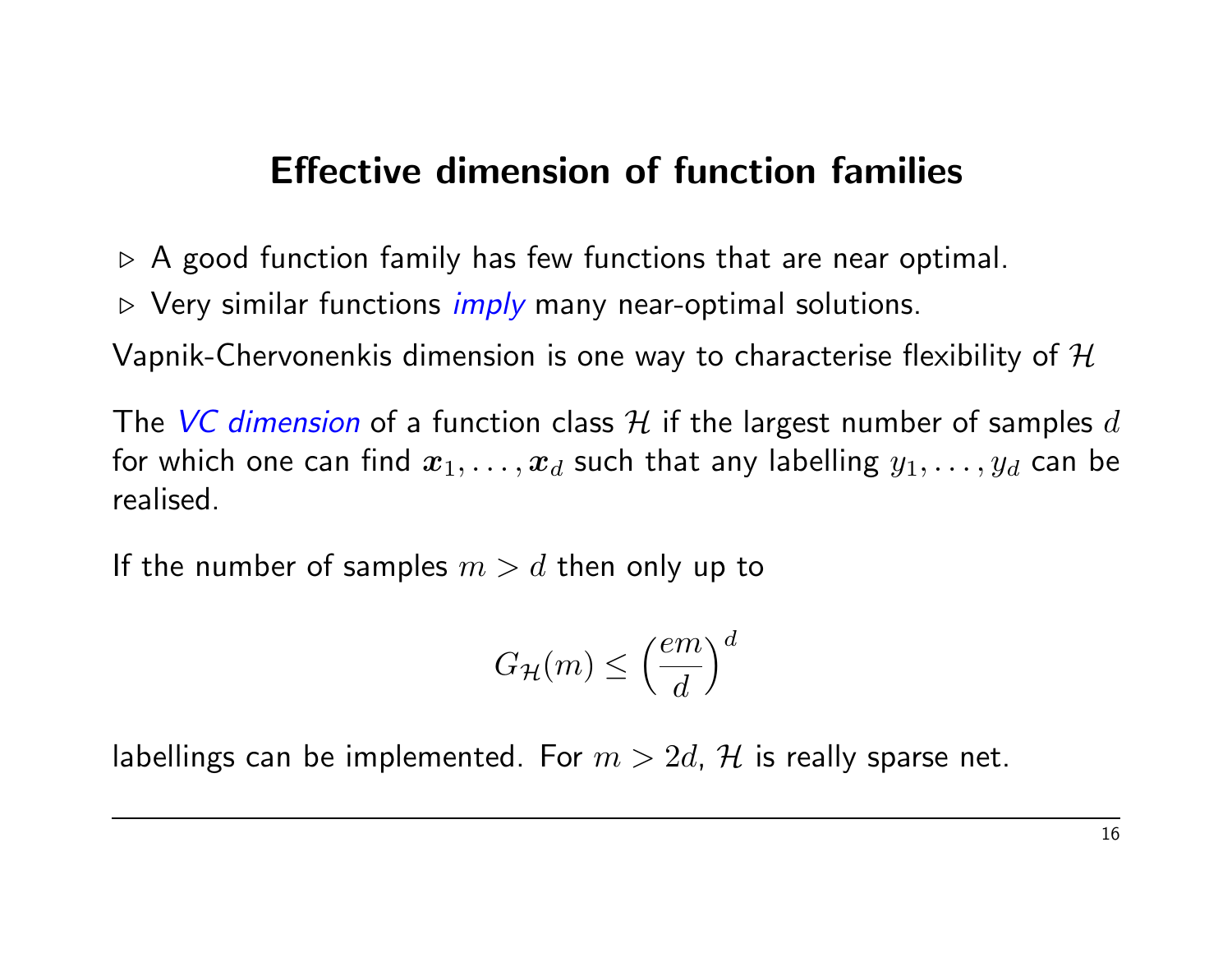# Effective dimension of function families

- ▷ A good function family has few functions that are near optimal.
- ▷ Very similar functions *imply* many near-optimal solutions.

Vapnik-Chervonenkis dimension is one way to characterise flexibility of $\mathcal{H}$

The *VC dimension* of a function class $\mathcal{H}$ if the largest number of samples $d$ for which one can find $\boldsymbol{x}_1, \ldots, \boldsymbol{x}_d$ such that any labelling $y_1, \ldots, y_d$ can be realised.

If the number of samples $m > d$ then only up to

$$G_{\mathcal{H}}(m) \leq \left(\frac{em}{d}\right)^d$$

labellings can be implemented. For $m > 2d$, $\mathcal{H}$ is really sparse net.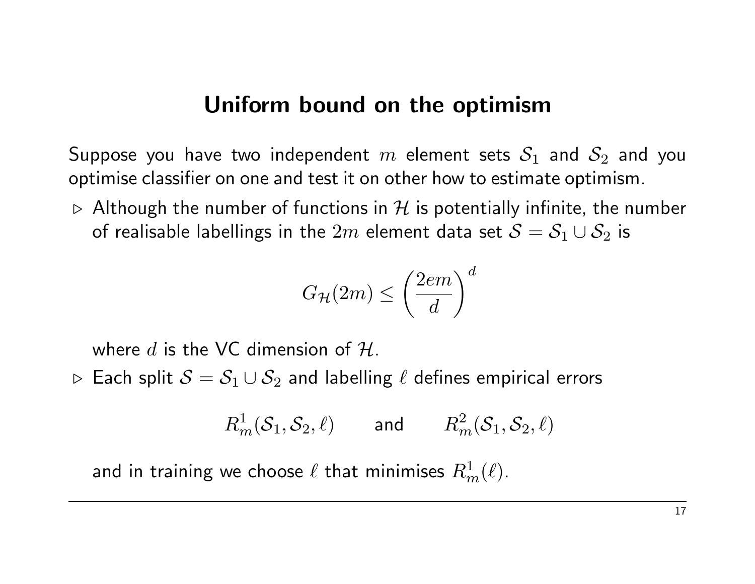# Uniform bound on the optimism

Suppose you have two independent $m$ element sets $\mathcal{S}_1$ and $\mathcal{S}_2$ and you optimise classifier on one and test it on other how to estimate optimism.

- ▷ Although the number of functions in $\mathcal{H}$ is potentially infinite, the number of realisable labellings in the $2m$ element data set $\mathcal{S} = \mathcal{S}_1 \cup \mathcal{S}_2$ is

$$G_{\mathcal{H}}(2m) \leq \left(\frac{2em}{d}\right)^d$$

  where $d$ is the VC dimension of $\mathcal{H}$.

- ▷ Each split $\mathcal{S} = \mathcal{S}_1 \cup \mathcal{S}_2$ and labelling $\ell$ defines empirical errors

$$R^1_m(\mathcal{S}_1, \mathcal{S}_2, \ell) \qquad \text{and} \qquad R^2_m(\mathcal{S}_1, \mathcal{S}_2, \ell)$$

  and in training we choose $\ell$ that minimises $R^1_m(\ell)$.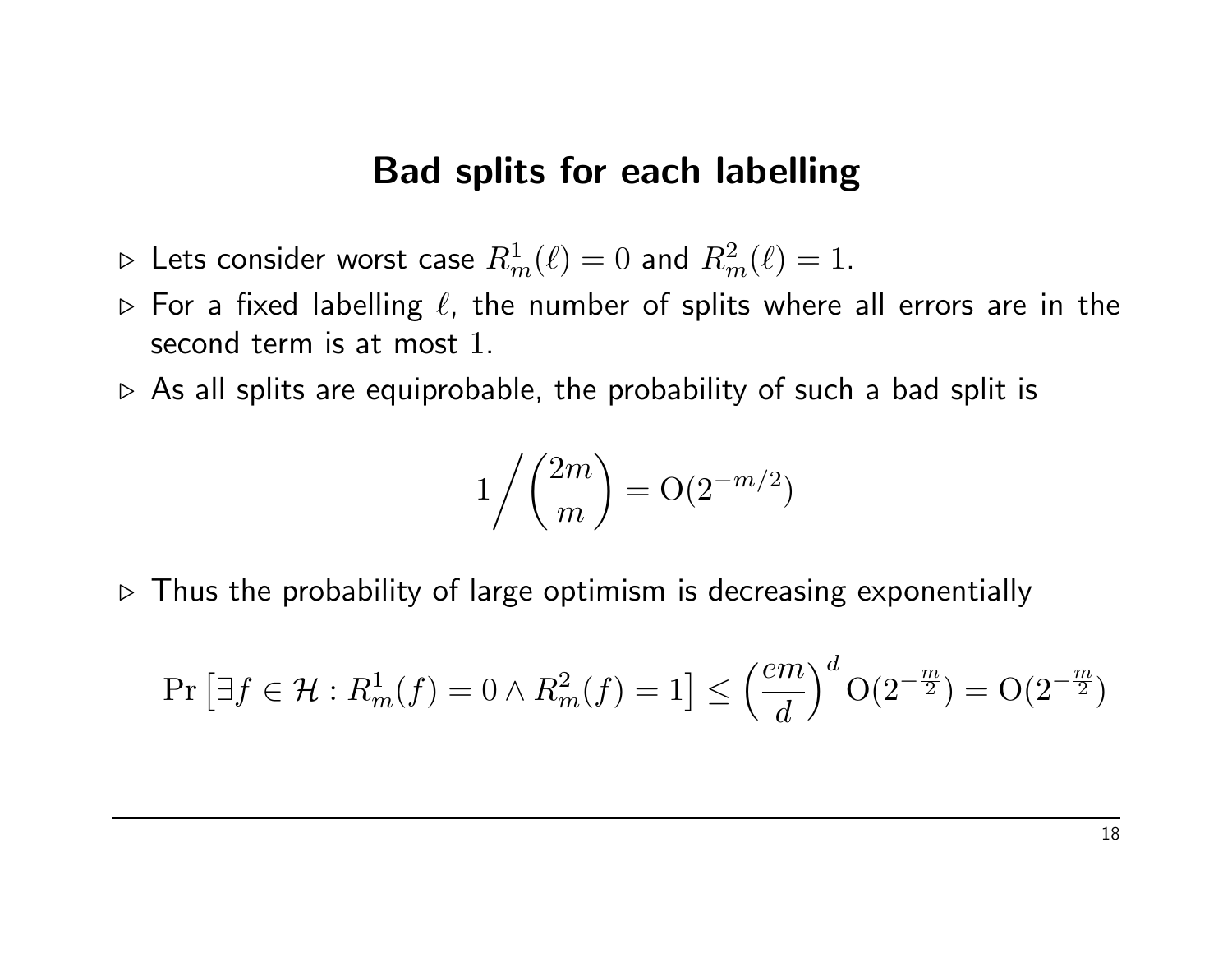## Bad splits for each labelling

- Lets consider worst case $R^1_m(\ell) = 0$ and $R^2_m(\ell) = 1$.
- For a fixed labelling $\ell$, the number of splits where all errors are in the second term is at most $1$.
- As all splits are equiprobable, the probability of such a bad split is

$$1 \bigg/ \binom{2m}{m} = \mathrm{O}(2^{-m/2})$$

- Thus the probability of large optimism is decreasing exponentially

$$\Pr\left[\exists f \in \mathcal{H} : R^1_m(f) = 0 \wedge R^2_m(f) = 1\right] \leq \left(\frac{em}{d}\right)^d \mathrm{O}(2^{-\frac{m}{2}}) = \mathrm{O}(2^{-\frac{m}{2}})$$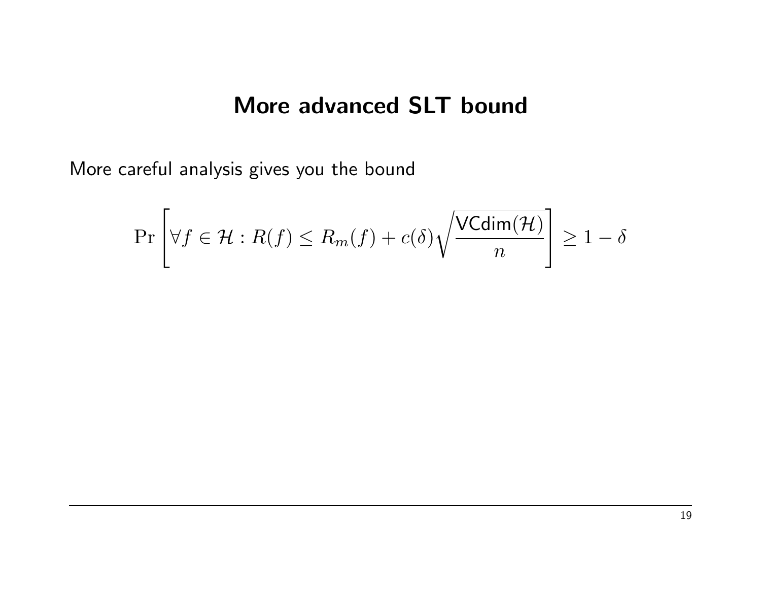# More advanced SLT bound

More careful analysis gives you the bound

$$\Pr\left[\forall f \in \mathcal{H} : R(f) \leq R_m(f) + c(\delta)\sqrt{\frac{\mathsf{VCdim}(\mathcal{H})}{n}}\right] \geq 1 - \delta$$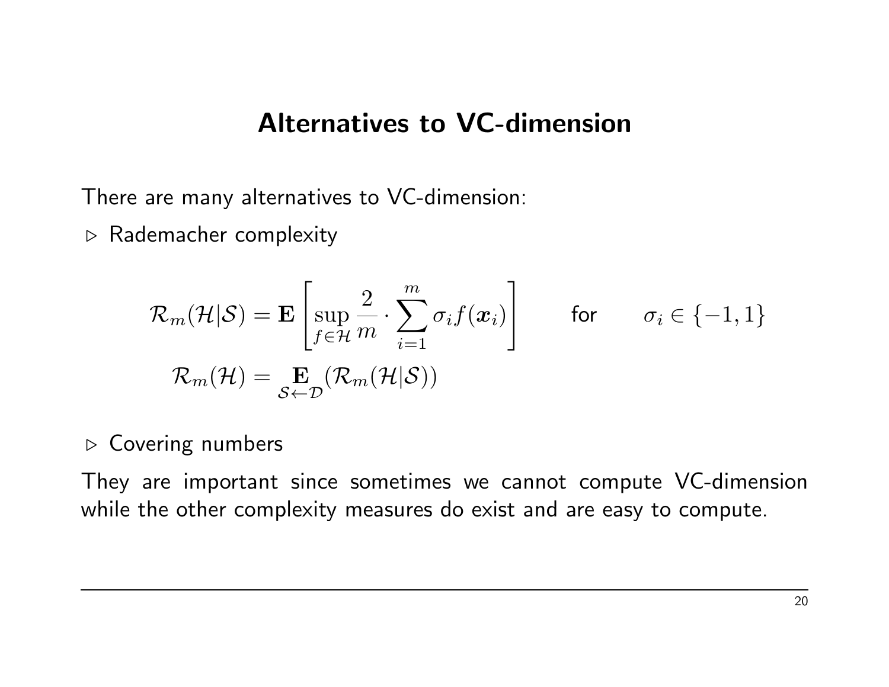# Alternatives to VC-dimension

There are many alternatives to VC-dimension:

▷ Rademacher complexity

$$
\mathcal{R}_m(\mathcal{H}|\mathcal{S}) = \mathbf{E}\left[\sup_{f\in\mathcal{H}} \frac{2}{m}\cdot\sum_{i=1}^{m}\sigma_i f(\boldsymbol{x}_i)\right] \qquad \text{for} \qquad \sigma_i \in \{-1, 1\}
$$

$$
\mathcal{R}_m(\mathcal{H}) = \mathop{\mathbf{E}}_{\mathcal{S}\leftarrow\mathcal{D}}(\mathcal{R}_m(\mathcal{H}|\mathcal{S}))
$$

▷ Covering numbers

They are important since sometimes we cannot compute VC-dimension while the other complexity measures do exist and are easy to compute.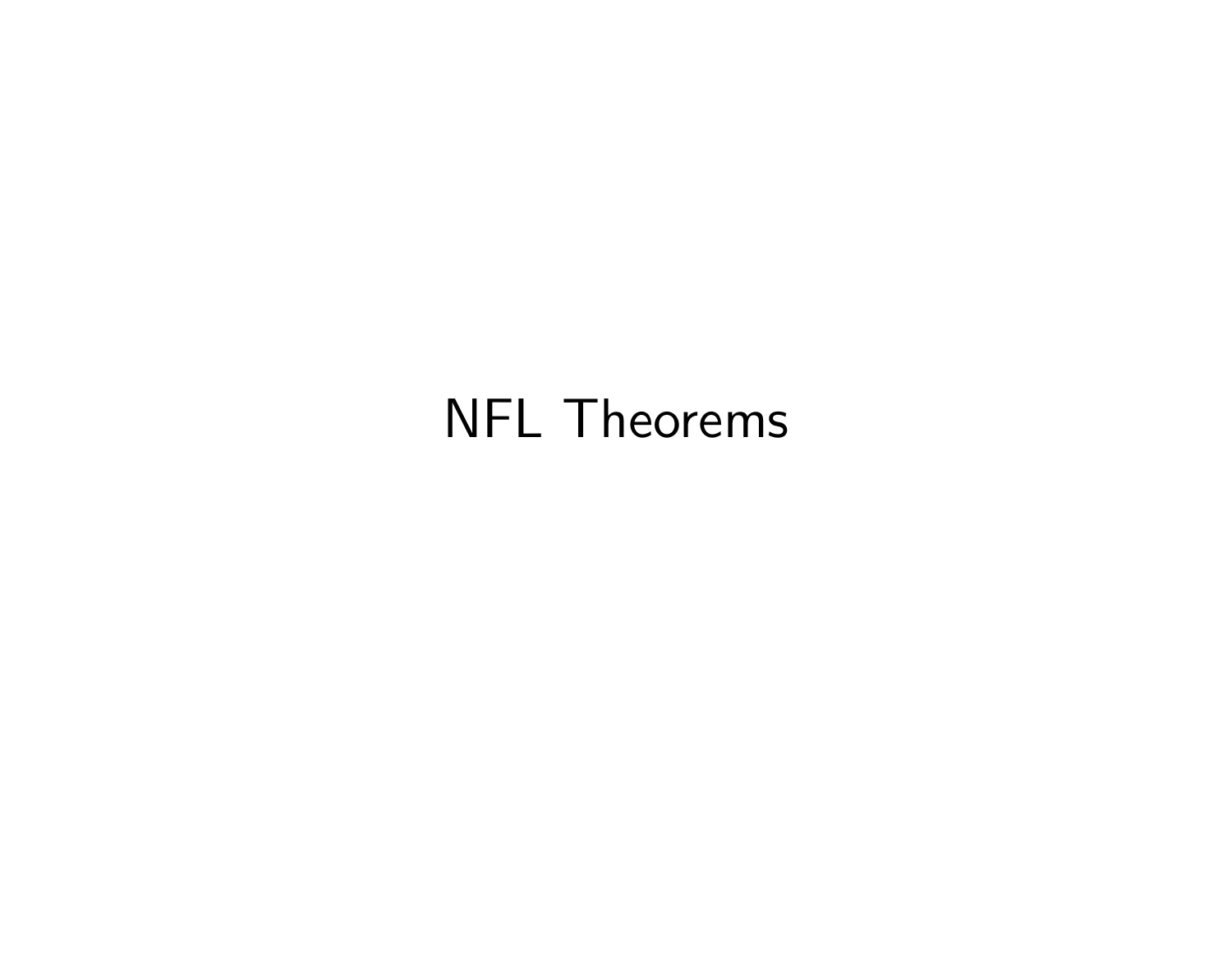# NFL Theorems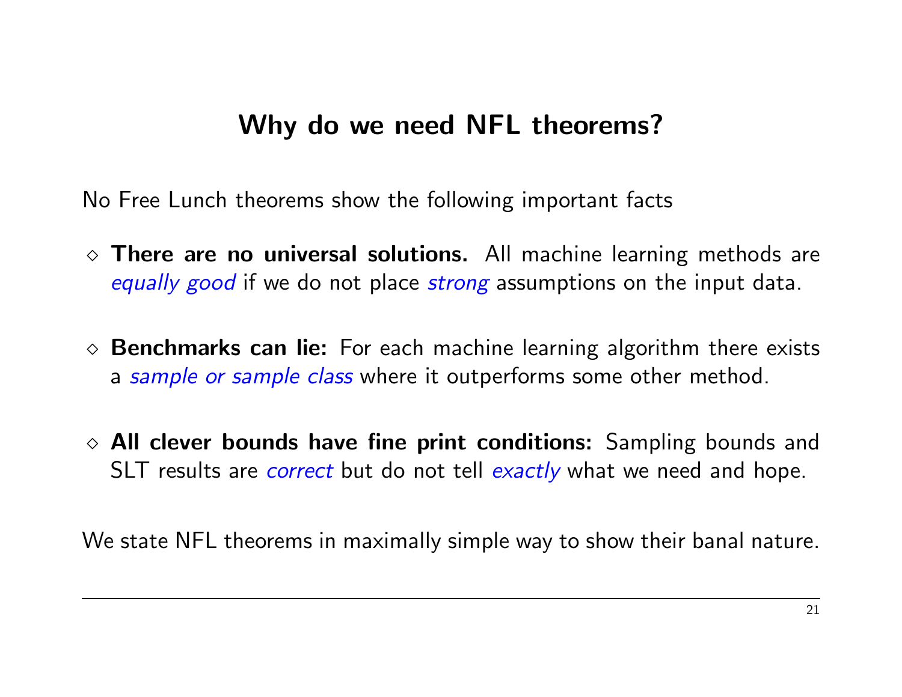## Why do we need NFL theorems?

No Free Lunch theorems show the following important facts

- **There are no universal solutions.** All machine learning methods are *equally good* if we do not place *strong* assumptions on the input data.
- **Benchmarks can lie:** For each machine learning algorithm there exists a *sample or sample class* where it outperforms some other method.
- **All clever bounds have fine print conditions:** Sampling bounds and SLT results are *correct* but do not tell *exactly* what we need and hope.

We state NFL theorems in maximally simple way to show their banal nature.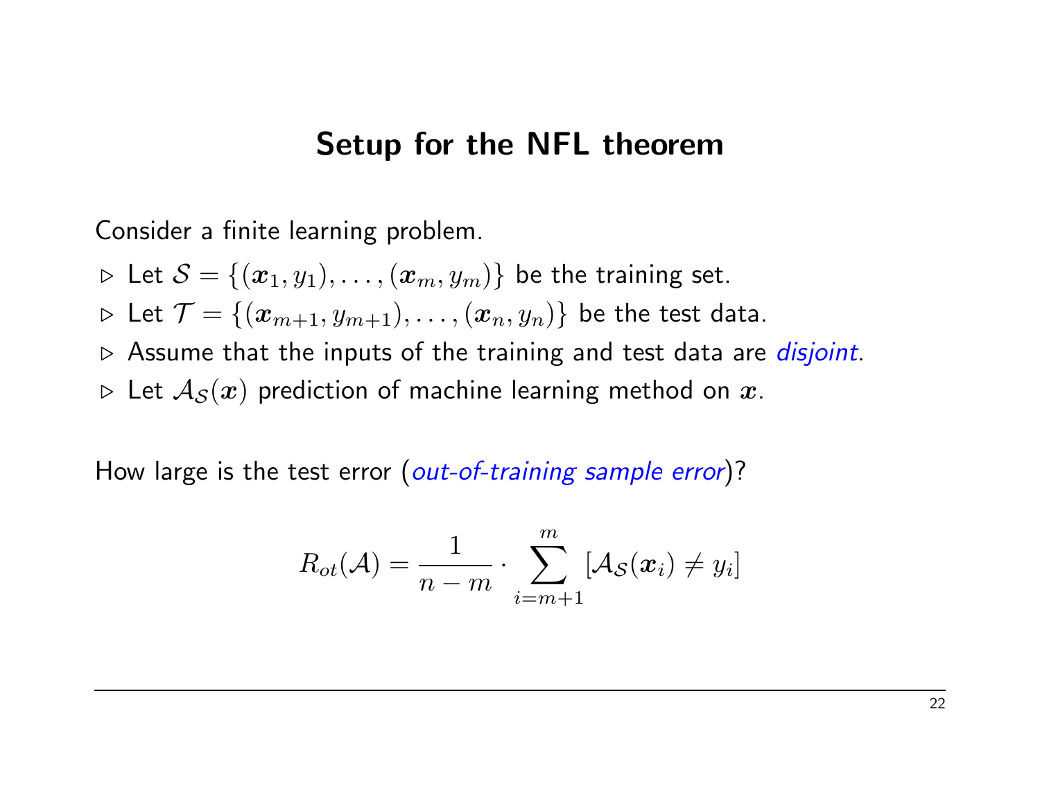# Setup for the NFL theorem

Consider a finite learning problem.

- ▷ Let $\mathcal{S} = \{(\boldsymbol{x}_1, y_1), \ldots, (\boldsymbol{x}_m, y_m)\}$ be the training set.
- ▷ Let $\mathcal{T} = \{(\boldsymbol{x}_{m+1}, y_{m+1}), \ldots, (\boldsymbol{x}_n, y_n)\}$ be the test data.
- ▷ Assume that the inputs of the training and test data are *disjoint*.
- ▷ Let $\mathcal{A}_{\mathcal{S}}(\boldsymbol{x})$ prediction of machine learning method on $\boldsymbol{x}$.

How large is the test error (*out-of-training sample error*)?

$$R_{ot}(\mathcal{A}) = \frac{1}{n-m} \cdot \sum_{i=m+1}^{m} [\mathcal{A}_{\mathcal{S}}(\boldsymbol{x}_i) \neq y_i]$$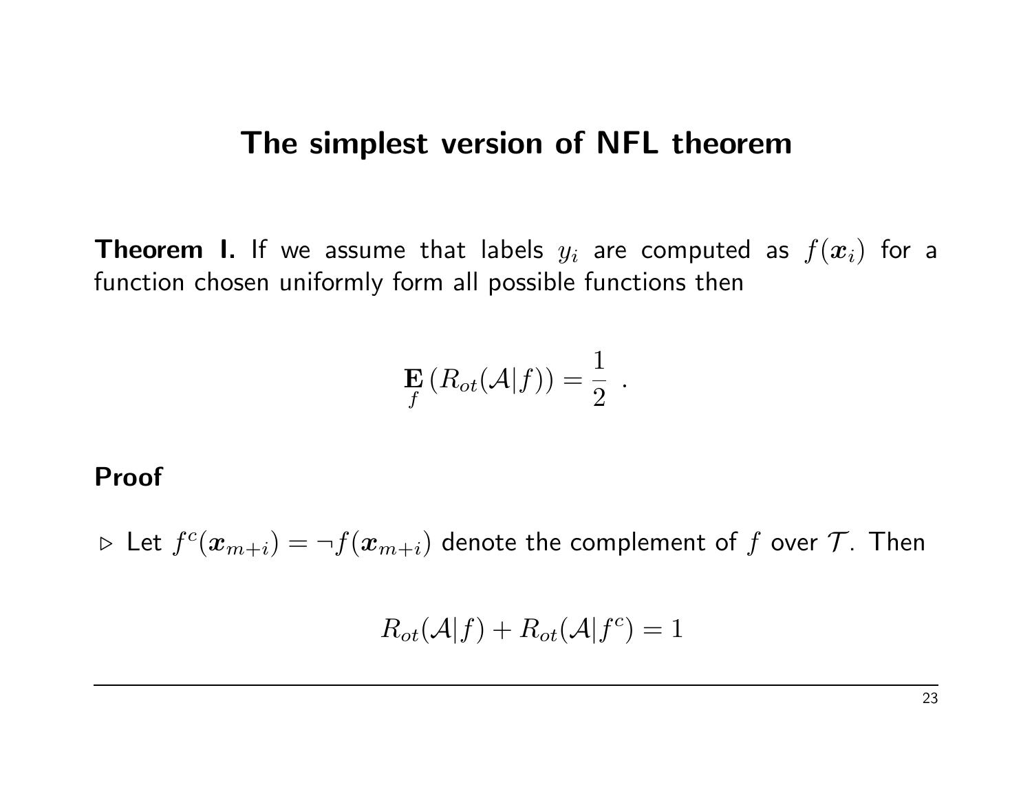## The simplest version of NFL theorem

**Theorem I.** If we assume that labels $y_i$ are computed as $f(\boldsymbol{x}_i)$ for a function chosen uniformly form all possible functions then

$$\mathop{\mathbf{E}}_{f}\left(R_{ot}(\mathcal{A}|f)\right) = \frac{1}{2} \ .$$

**Proof**

▷ Let $f^c(\boldsymbol{x}_{m+i}) = \neg f(\boldsymbol{x}_{m+i})$ denote the complement of $f$ over $\mathcal{T}$. Then

$$R_{ot}(\mathcal{A}|f) + R_{ot}(\mathcal{A}|f^c) = 1$$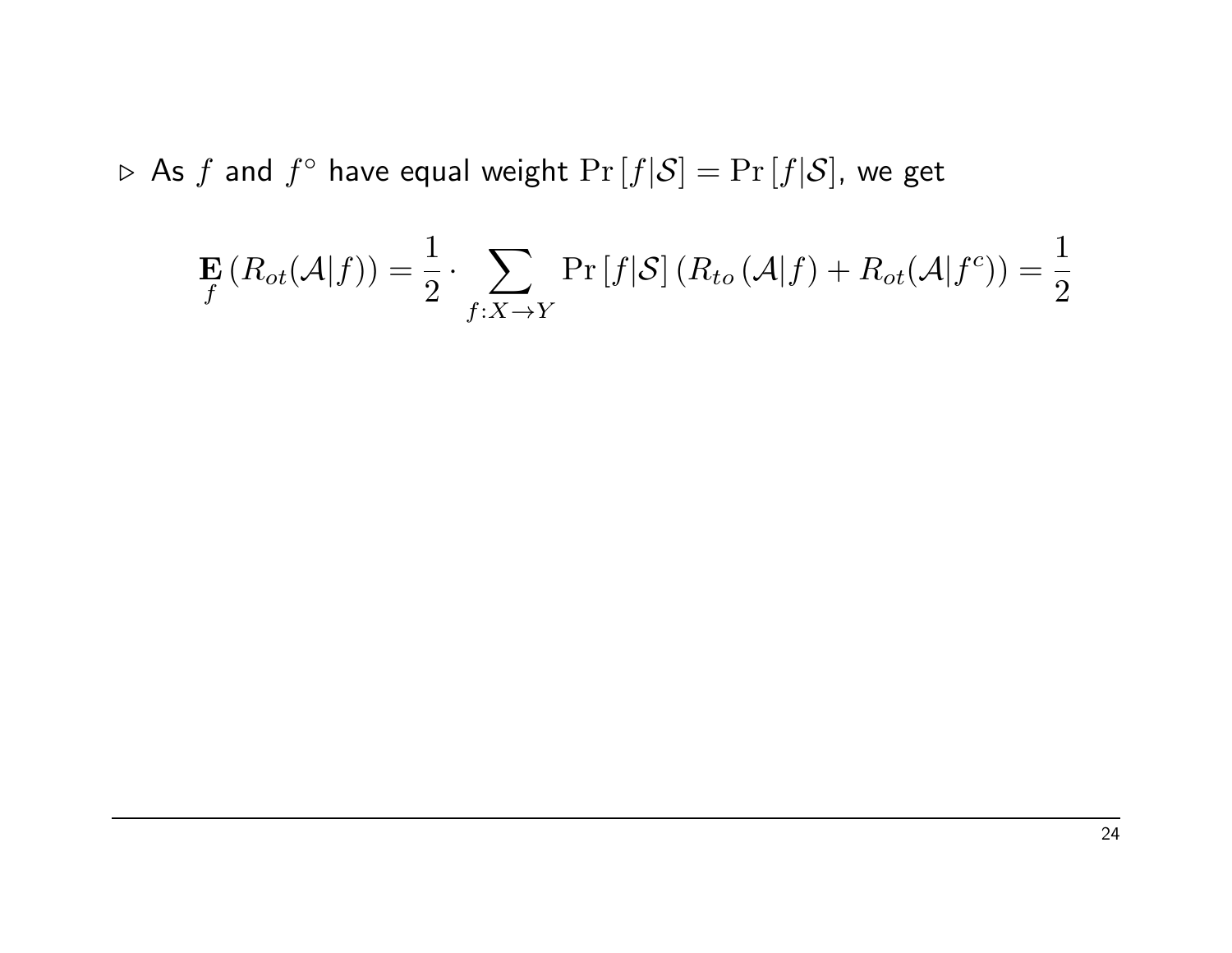$\triangleright$ As $f$ and $f^{\circ}$ have equal weight $\Pr[f|\mathcal{S}] = \Pr[f|\mathcal{S}]$, we get

$$\mathop{\mathbf{E}}_{f}\left(R_{ot}(\mathcal{A}|f)\right) = \frac{1}{2} \cdot \sum_{f:X \to Y} \Pr[f|\mathcal{S}]\left(R_{to}\left(\mathcal{A}|f\right) + R_{ot}(\mathcal{A}|f^{c})\right) = \frac{1}{2}$$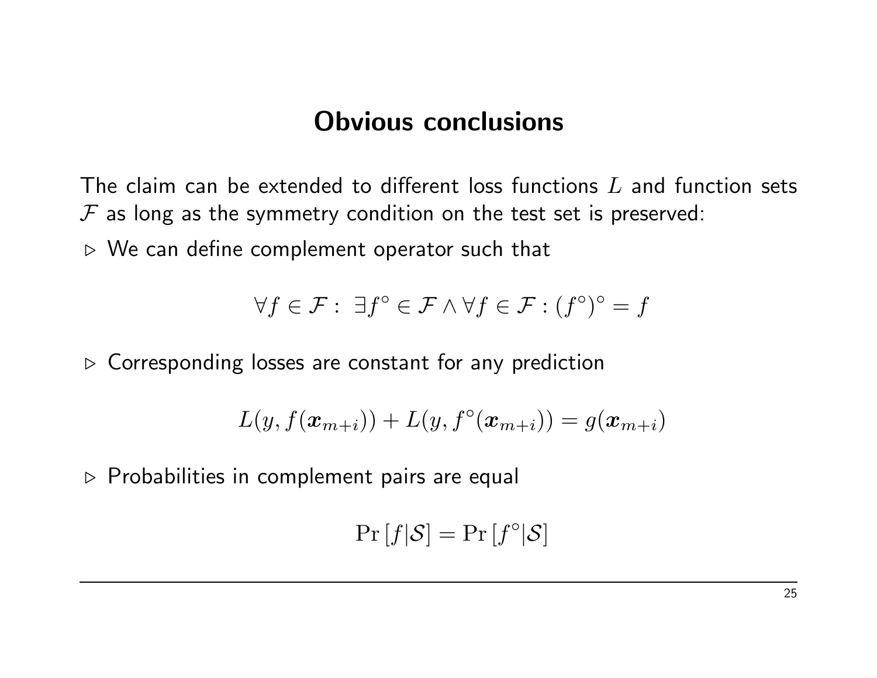# Obvious conclusions

The claim can be extended to different loss functions $L$ and function sets $\mathcal{F}$ as long as the symmetry condition on the test set is preserved:

▷ We can define complement operator such that

$$\forall f \in \mathcal{F} : \ \exists f^{\circ} \in \mathcal{F} \wedge \forall f \in \mathcal{F} : (f^{\circ})^{\circ} = f$$

▷ Corresponding losses are constant for any prediction

$$L(y, f(\boldsymbol{x}_{m+i})) + L(y, f^{\circ}(\boldsymbol{x}_{m+i})) = g(\boldsymbol{x}_{m+i})$$

▷ Probabilities in complement pairs are equal

$$\Pr[f|\mathcal{S}] = \Pr[f^{\circ}|\mathcal{S}]$$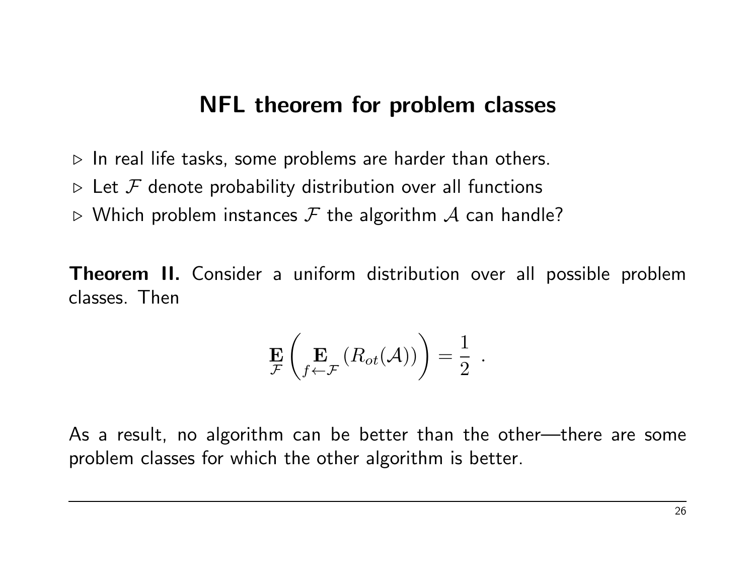# NFL theorem for problem classes

- ▷ In real life tasks, some problems are harder than others.
- ▷ Let $\mathcal{F}$ denote probability distribution over all functions
- ▷ Which problem instances $\mathcal{F}$ the algorithm $\mathcal{A}$ can handle?

**Theorem II.** Consider a uniform distribution over all possible problem classes. Then

$$\mathop{\mathbf{E}}_{\mathcal{F}} \left( \mathop{\mathbf{E}}_{f \leftarrow \mathcal{F}} (R_{ot}(\mathcal{A})) \right) = \frac{1}{2} \ .$$

As a result, no algorithm can be better than the other—there are some problem classes for which the other algorithm is better.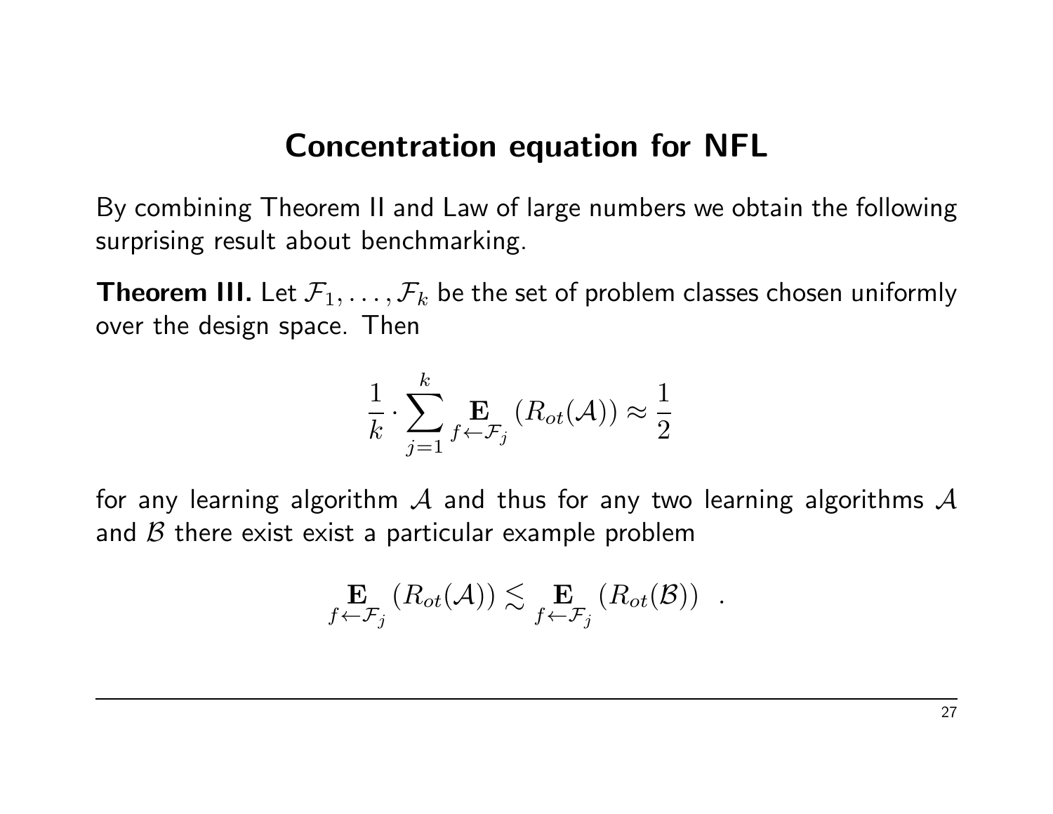# Concentration equation for NFL

By combining Theorem II and Law of large numbers we obtain the following surprising result about benchmarking.

**Theorem III.** Let $\mathcal{F}_1, \ldots, \mathcal{F}_k$ be the set of problem classes chosen uniformly over the design space. Then

$$\frac{1}{k} \cdot \sum_{j=1}^{k} \mathop{\mathbf{E}}_{f \leftarrow \mathcal{F}_j} \left( R_{ot}(\mathcal{A}) \right) \approx \frac{1}{2}$$

for any learning algorithm $\mathcal{A}$ and thus for any two learning algorithms $\mathcal{A}$ and $\mathcal{B}$ there exist exist a particular example problem

$$\mathop{\mathbf{E}}_{f \leftarrow \mathcal{F}_j} \left( R_{ot}(\mathcal{A}) \right) \lesssim \mathop{\mathbf{E}}_{f \leftarrow \mathcal{F}_j} \left( R_{ot}(\mathcal{B}) \right) \quad .$$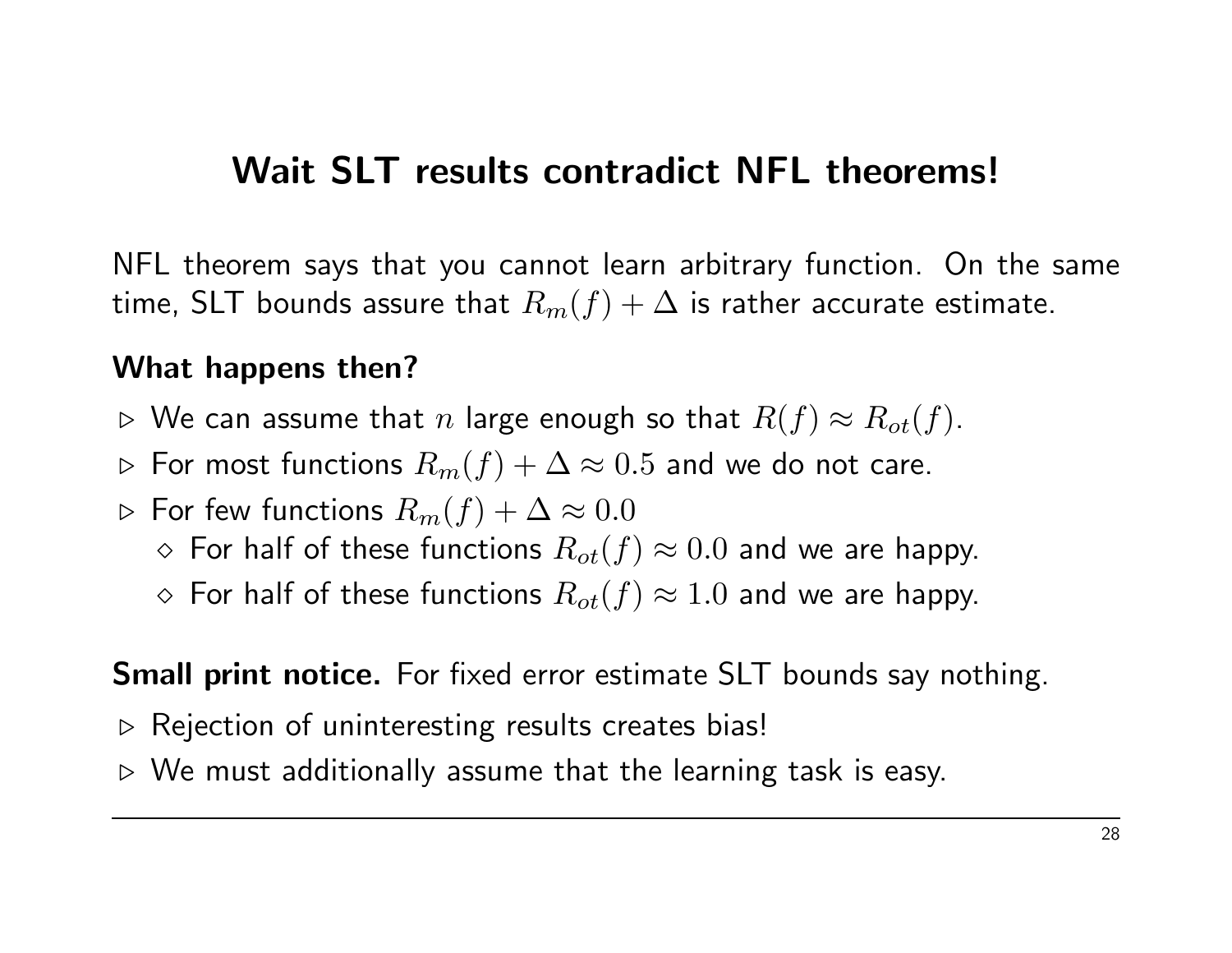# Wait SLT results contradict NFL theorems!

NFL theorem says that you cannot learn arbitrary function. On the same time, SLT bounds assure that $R_m(f) + \Delta$ is rather accurate estimate.

**What happens then?**

- ▷ We can assume that $n$ large enough so that $R(f) \approx R_{ot}(f)$.
- ▷ For most functions $R_m(f) + \Delta \approx 0.5$ and we do not care.
- ▷ For few functions $R_m(f) + \Delta \approx 0.0$
  - ◇ For half of these functions $R_{ot}(f) \approx 0.0$ and we are happy.
  - ◇ For half of these functions $R_{ot}(f) \approx 1.0$ and we are happy.

**Small print notice.** For fixed error estimate SLT bounds say nothing.

- ▷ Rejection of uninteresting results creates bias!
- ▷ We must additionally assume that the learning task is easy.